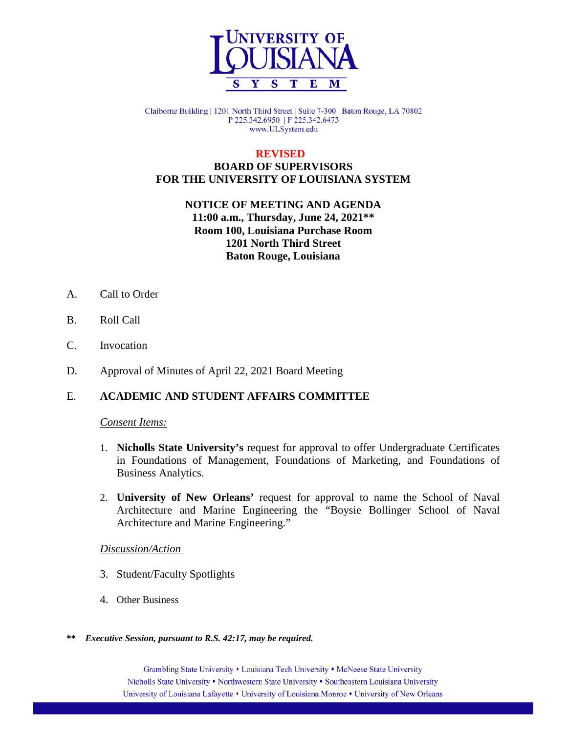UNIVERSITY OF LOUISIANA SYSTEM

Claiborne Building | 1201 North Third Street | Suite 7-300 | Baton Rouge, LA 70802
P 225.342.6950 | F 225.342.6473
www.ULSystem.edu

**REVISED**

# BOARD OF SUPERVISORS FOR THE UNIVERSITY OF LOUISIANA SYSTEM

## NOTICE OF MEETING AND AGENDA
**11:00 a.m., Thursday, June 24, 2021****
**Room 100, Louisiana Purchase Room**
**1201 North Third Street**
**Baton Rouge, Louisiana**

A. Call to Order

B. Roll Call

C. Invocation

D. Approval of Minutes of April 22, 2021 Board Meeting

E. **ACADEMIC AND STUDENT AFFAIRS COMMITTEE**

*Consent Items:*

1. **Nicholls State University's** request for approval to offer Undergraduate Certificates in Foundations of Management, Foundations of Marketing, and Foundations of Business Analytics.

2. **University of New Orleans'** request for approval to name the School of Naval Architecture and Marine Engineering the "Boysie Bollinger School of Naval Architecture and Marine Engineering."

*Discussion/Action*

3. Student/Faculty Spotlights

4. Other Business

***\*\* Executive Session, pursuant to R.S. 42:17, may be required.***

Grambling State University • Louisiana Tech University • McNeese State University
Nicholls State University • Northwestern State University • Southeastern Louisiana University
University of Louisiana Lafayette • University of Louisiana Monroe • University of New Orleans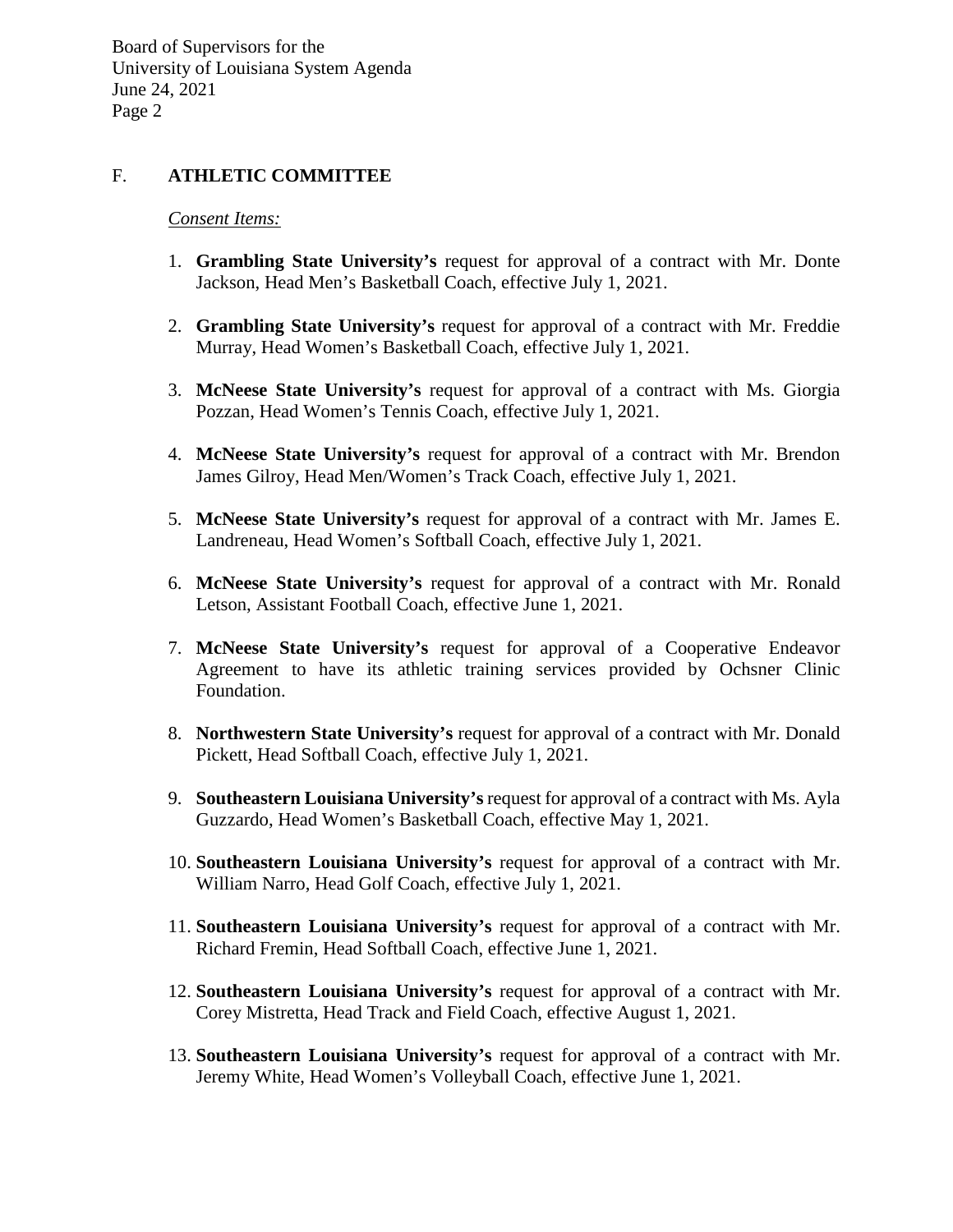## F. ATHLETIC COMMITTEE

*Consent Items:*

1. **Grambling State University's** request for approval of a contract with Mr. Donte Jackson, Head Men's Basketball Coach, effective July 1, 2021.

2. **Grambling State University's** request for approval of a contract with Mr. Freddie Murray, Head Women's Basketball Coach, effective July 1, 2021.

3. **McNeese State University's** request for approval of a contract with Ms. Giorgia Pozzan, Head Women's Tennis Coach, effective July 1, 2021.

4. **McNeese State University's** request for approval of a contract with Mr. Brendon James Gilroy, Head Men/Women's Track Coach, effective July 1, 2021.

5. **McNeese State University's** request for approval of a contract with Mr. James E. Landreneau, Head Women's Softball Coach, effective July 1, 2021.

6. **McNeese State University's** request for approval of a contract with Mr. Ronald Letson, Assistant Football Coach, effective June 1, 2021.

7. **McNeese State University's** request for approval of a Cooperative Endeavor Agreement to have its athletic training services provided by Ochsner Clinic Foundation.

8. **Northwestern State University's** request for approval of a contract with Mr. Donald Pickett, Head Softball Coach, effective July 1, 2021.

9. **Southeastern Louisiana University's** request for approval of a contract with Ms. Ayla Guzzardo, Head Women's Basketball Coach, effective May 1, 2021.

10. **Southeastern Louisiana University's** request for approval of a contract with Mr. William Narro, Head Golf Coach, effective July 1, 2021.

11. **Southeastern Louisiana University's** request for approval of a contract with Mr. Richard Fremin, Head Softball Coach, effective June 1, 2021.

12. **Southeastern Louisiana University's** request for approval of a contract with Mr. Corey Mistretta, Head Track and Field Coach, effective August 1, 2021.

13. **Southeastern Louisiana University's** request for approval of a contract with Mr. Jeremy White, Head Women's Volleyball Coach, effective June 1, 2021.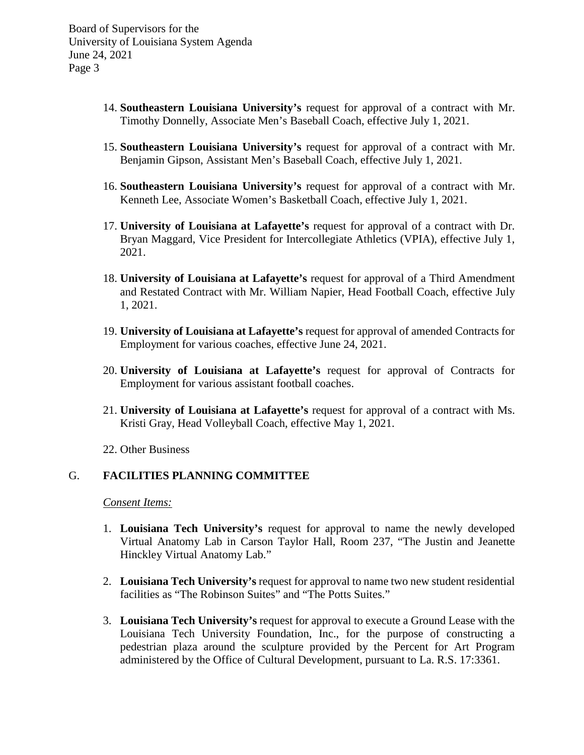14. **Southeastern Louisiana University's** request for approval of a contract with Mr. Timothy Donnelly, Associate Men's Baseball Coach, effective July 1, 2021.

15. **Southeastern Louisiana University's** request for approval of a contract with Mr. Benjamin Gipson, Assistant Men's Baseball Coach, effective July 1, 2021.

16. **Southeastern Louisiana University's** request for approval of a contract with Mr. Kenneth Lee, Associate Women's Basketball Coach, effective July 1, 2021.

17. **University of Louisiana at Lafayette's** request for approval of a contract with Dr. Bryan Maggard, Vice President for Intercollegiate Athletics (VPIA), effective July 1, 2021.

18. **University of Louisiana at Lafayette's** request for approval of a Third Amendment and Restated Contract with Mr. William Napier, Head Football Coach, effective July 1, 2021.

19. **University of Louisiana at Lafayette's** request for approval of amended Contracts for Employment for various coaches, effective June 24, 2021.

20. **University of Louisiana at Lafayette's** request for approval of Contracts for Employment for various assistant football coaches.

21. **University of Louisiana at Lafayette's** request for approval of a contract with Ms. Kristi Gray, Head Volleyball Coach, effective May 1, 2021.

22. Other Business

## G. FACILITIES PLANNING COMMITTEE

*Consent Items:*

1. **Louisiana Tech University's** request for approval to name the newly developed Virtual Anatomy Lab in Carson Taylor Hall, Room 237, "The Justin and Jeanette Hinckley Virtual Anatomy Lab."

2. **Louisiana Tech University's** request for approval to name two new student residential facilities as "The Robinson Suites" and "The Potts Suites."

3. **Louisiana Tech University's** request for approval to execute a Ground Lease with the Louisiana Tech University Foundation, Inc., for the purpose of constructing a pedestrian plaza around the sculpture provided by the Percent for Art Program administered by the Office of Cultural Development, pursuant to La. R.S. 17:3361.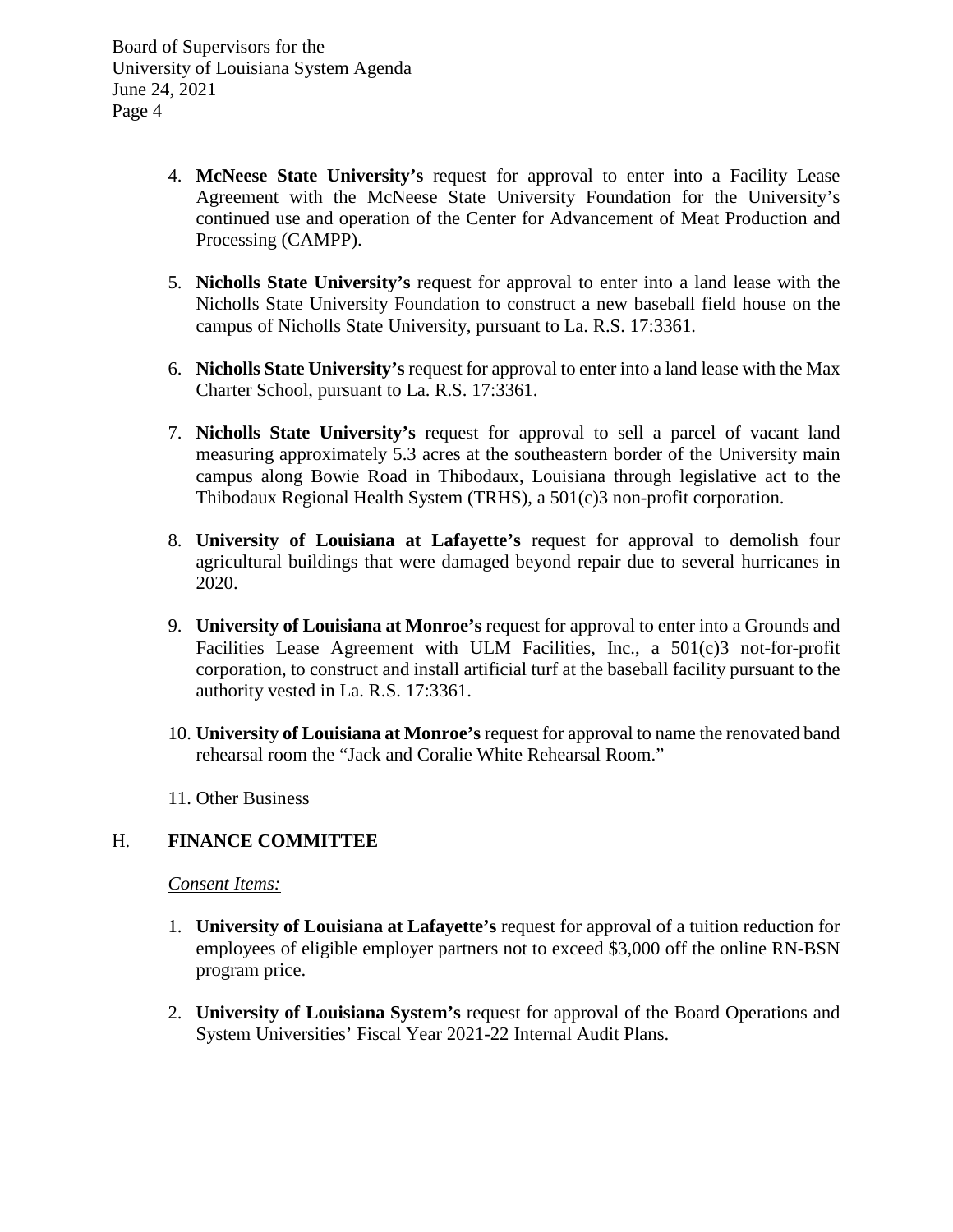4. **McNeese State University's** request for approval to enter into a Facility Lease Agreement with the McNeese State University Foundation for the University's continued use and operation of the Center for Advancement of Meat Production and Processing (CAMPP).

5. **Nicholls State University's** request for approval to enter into a land lease with the Nicholls State University Foundation to construct a new baseball field house on the campus of Nicholls State University, pursuant to La. R.S. 17:3361.

6. **Nicholls State University's** request for approval to enter into a land lease with the Max Charter School, pursuant to La. R.S. 17:3361.

7. **Nicholls State University's** request for approval to sell a parcel of vacant land measuring approximately 5.3 acres at the southeastern border of the University main campus along Bowie Road in Thibodaux, Louisiana through legislative act to the Thibodaux Regional Health System (TRHS), a 501(c)3 non-profit corporation.

8. **University of Louisiana at Lafayette's** request for approval to demolish four agricultural buildings that were damaged beyond repair due to several hurricanes in 2020.

9. **University of Louisiana at Monroe's** request for approval to enter into a Grounds and Facilities Lease Agreement with ULM Facilities, Inc., a 501(c)3 not-for-profit corporation, to construct and install artificial turf at the baseball facility pursuant to the authority vested in La. R.S. 17:3361.

10. **University of Louisiana at Monroe's** request for approval to name the renovated band rehearsal room the "Jack and Coralie White Rehearsal Room."

11. Other Business

## H. FINANCE COMMITTEE

*Consent Items:*

1. **University of Louisiana at Lafayette's** request for approval of a tuition reduction for employees of eligible employer partners not to exceed $3,000 off the online RN-BSN program price.

2. **University of Louisiana System's** request for approval of the Board Operations and System Universities' Fiscal Year 2021-22 Internal Audit Plans.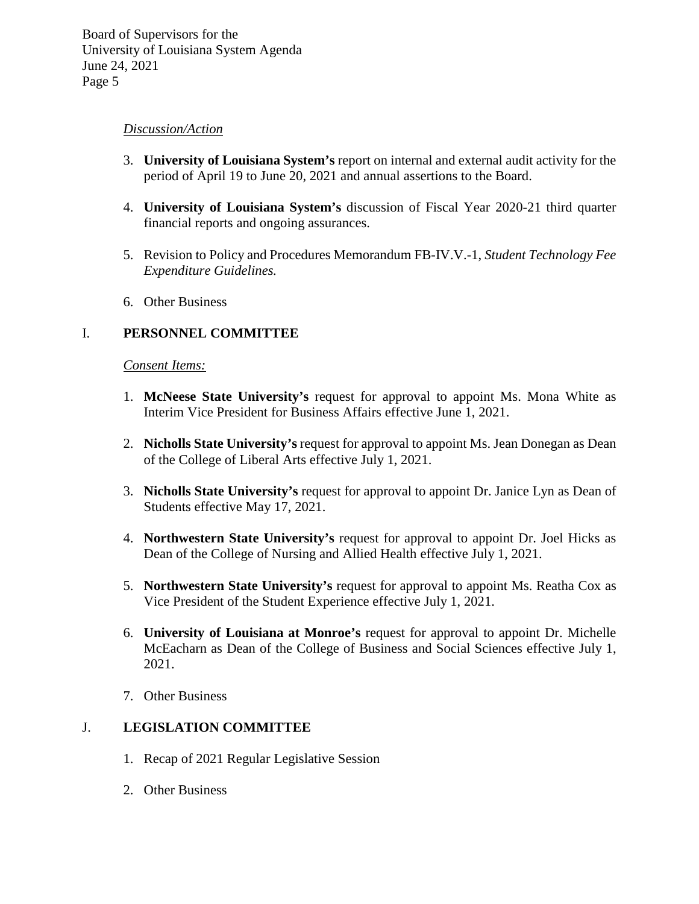*Discussion/Action*

3. **University of Louisiana System's** report on internal and external audit activity for the period of April 19 to June 20, 2021 and annual assertions to the Board.

4. **University of Louisiana System's** discussion of Fiscal Year 2020-21 third quarter financial reports and ongoing assurances.

5. Revision to Policy and Procedures Memorandum FB-IV.V.-1, *Student Technology Fee Expenditure Guidelines.*

6. Other Business

## I. PERSONNEL COMMITTEE

*Consent Items:*

1. **McNeese State University's** request for approval to appoint Ms. Mona White as Interim Vice President for Business Affairs effective June 1, 2021.

2. **Nicholls State University's** request for approval to appoint Ms. Jean Donegan as Dean of the College of Liberal Arts effective July 1, 2021.

3. **Nicholls State University's** request for approval to appoint Dr. Janice Lyn as Dean of Students effective May 17, 2021.

4. **Northwestern State University's** request for approval to appoint Dr. Joel Hicks as Dean of the College of Nursing and Allied Health effective July 1, 2021.

5. **Northwestern State University's** request for approval to appoint Ms. Reatha Cox as Vice President of the Student Experience effective July 1, 2021.

6. **University of Louisiana at Monroe's** request for approval to appoint Dr. Michelle McEacharn as Dean of the College of Business and Social Sciences effective July 1, 2021.

7. Other Business

## J. LEGISLATION COMMITTEE

1. Recap of 2021 Regular Legislative Session

2. Other Business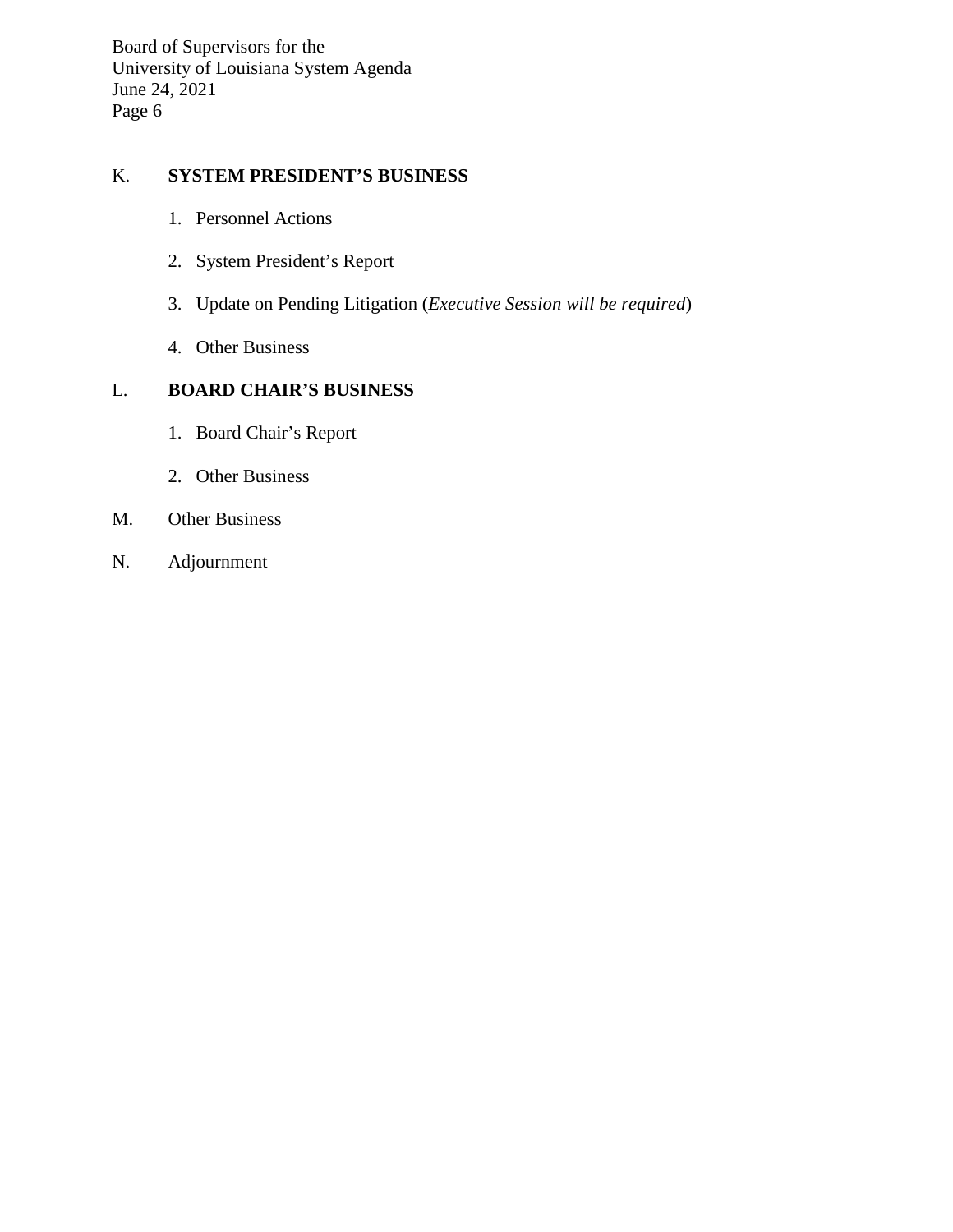K. **SYSTEM PRESIDENT'S BUSINESS**

1. Personnel Actions
2. System President's Report
3. Update on Pending Litigation (*Executive Session will be required*)
4. Other Business

L. **BOARD CHAIR'S BUSINESS**

1. Board Chair's Report
2. Other Business

M. Other Business

N. Adjournment